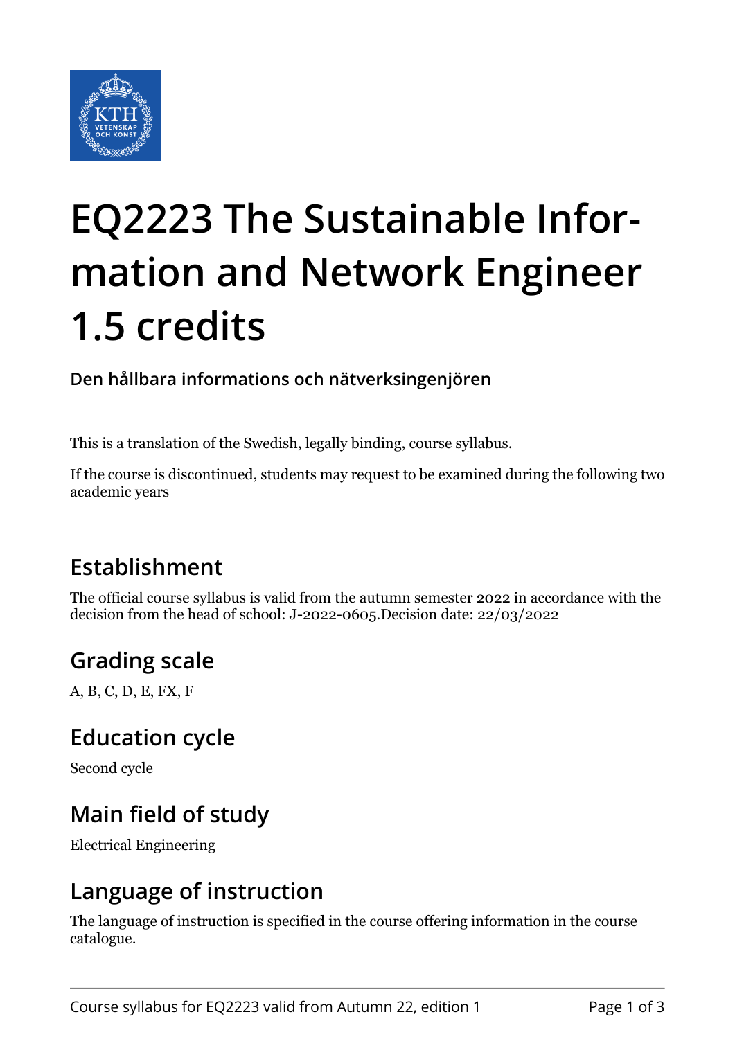# EQ2223 The Sustainable Information and Network Engineer 1.5 credits

**Den hållbara informations och nätverksingenjören**

This is a translation of the Swedish, legally binding, course syllabus.

If the course is discontinued, students may request to be examined during the following two academic years

## Establishment

The official course syllabus is valid from the autumn semester 2022 in accordance with the decision from the head of school: J-2022-0605.Decision date: 22/03/2022

## Grading scale

A, B, C, D, E, FX, F

## Education cycle

Second cycle

## Main field of study

Electrical Engineering

## Language of instruction

The language of instruction is specified in the course offering information in the course catalogue.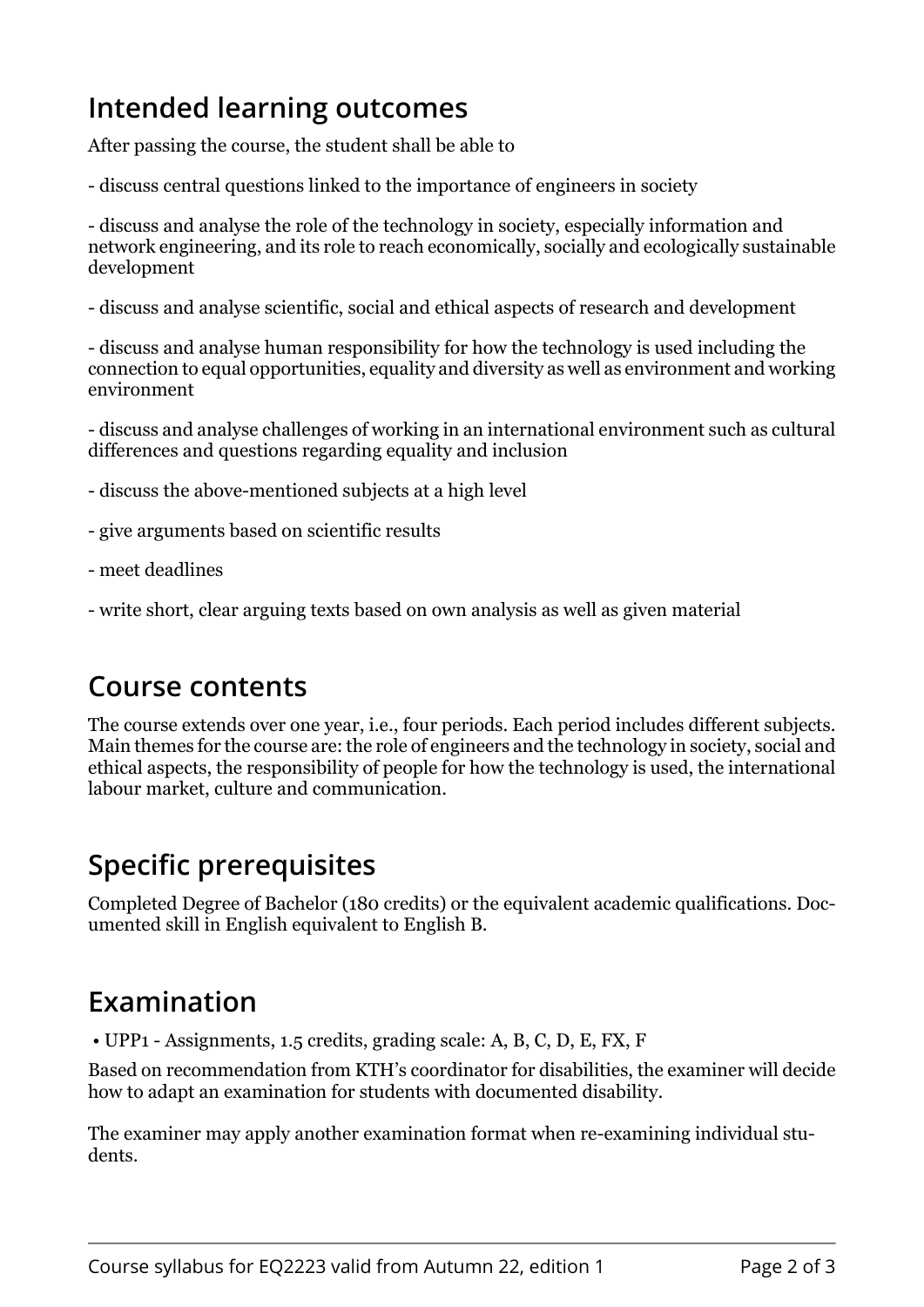## Intended learning outcomes

After passing the course, the student shall be able to

- discuss central questions linked to the importance of engineers in society

- discuss and analyse the role of the technology in society, especially information and network engineering, and its role to reach economically, socially and ecologically sustainable development

- discuss and analyse scientific, social and ethical aspects of research and development

- discuss and analyse human responsibility for how the technology is used including the connection to equal opportunities, equality and diversity as well as environment and working environment

- discuss and analyse challenges of working in an international environment such as cultural differences and questions regarding equality and inclusion

- discuss the above-mentioned subjects at a high level

- give arguments based on scientific results

- meet deadlines

- write short, clear arguing texts based on own analysis as well as given material

## Course contents

The course extends over one year, i.e., four periods. Each period includes different subjects. Main themes for the course are: the role of engineers and the technology in society, social and ethical aspects, the responsibility of people for how the technology is used, the international labour market, culture and communication.

## Specific prerequisites

Completed Degree of Bachelor (180 credits) or the equivalent academic qualifications. Documented skill in English equivalent to English B.

## Examination

- UPP1 - Assignments, 1.5 credits, grading scale: A, B, C, D, E, FX, F

Based on recommendation from KTH's coordinator for disabilities, the examiner will decide how to adapt an examination for students with documented disability.

The examiner may apply another examination format when re-examining individual students.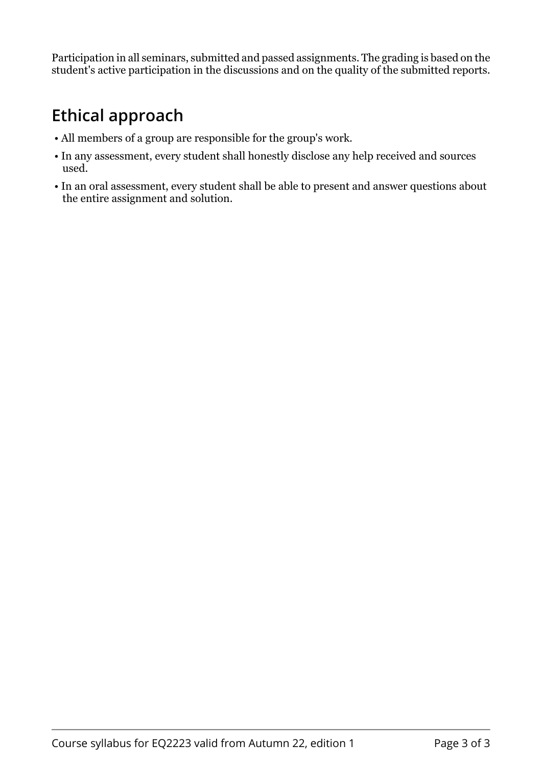Participation in all seminars, submitted and passed assignments. The grading is based on the student's active participation in the discussions and on the quality of the submitted reports.

## Ethical approach

- All members of a group are responsible for the group's work.
- In any assessment, every student shall honestly disclose any help received and sources used.
- In an oral assessment, every student shall be able to present and answer questions about the entire assignment and solution.